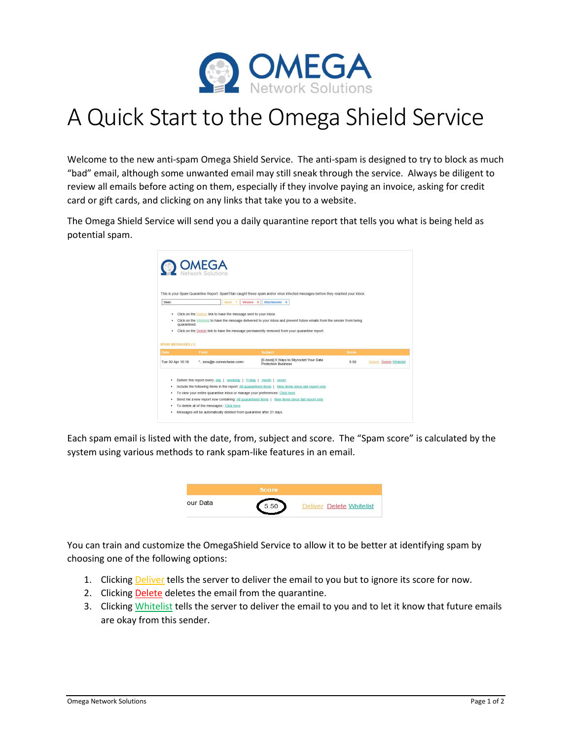# A Quick Start to the Omega Shield Service

Welcome to the new anti-spam Omega Shield Service. The anti-spam is designed to try to block as much "bad" email, although some unwanted email may still sneak through the service. Always be diligent to review all emails before acting on them, especially if they involve paying an invoice, asking for credit card or gift cards, and clicking on any links that take you to a website.

The Omega Shield Service will send you a daily quarantine report that tells you what is being held as potential spam.

Each spam email is listed with the date, from, subject and score. The "Spam score" is calculated by the system using various methods to rank spam-like features in an email.

You can train and customize the OmegaShield Service to allow it to be better at identifying spam by choosing one of the following options:

1. Clicking Deliver tells the server to deliver the email to you but to ignore its score for now.
2. Clicking Delete deletes the email from the quarantine.
3. Clicking Whitelist tells the server to deliver the email to you and to let it know that future emails are okay from this sender.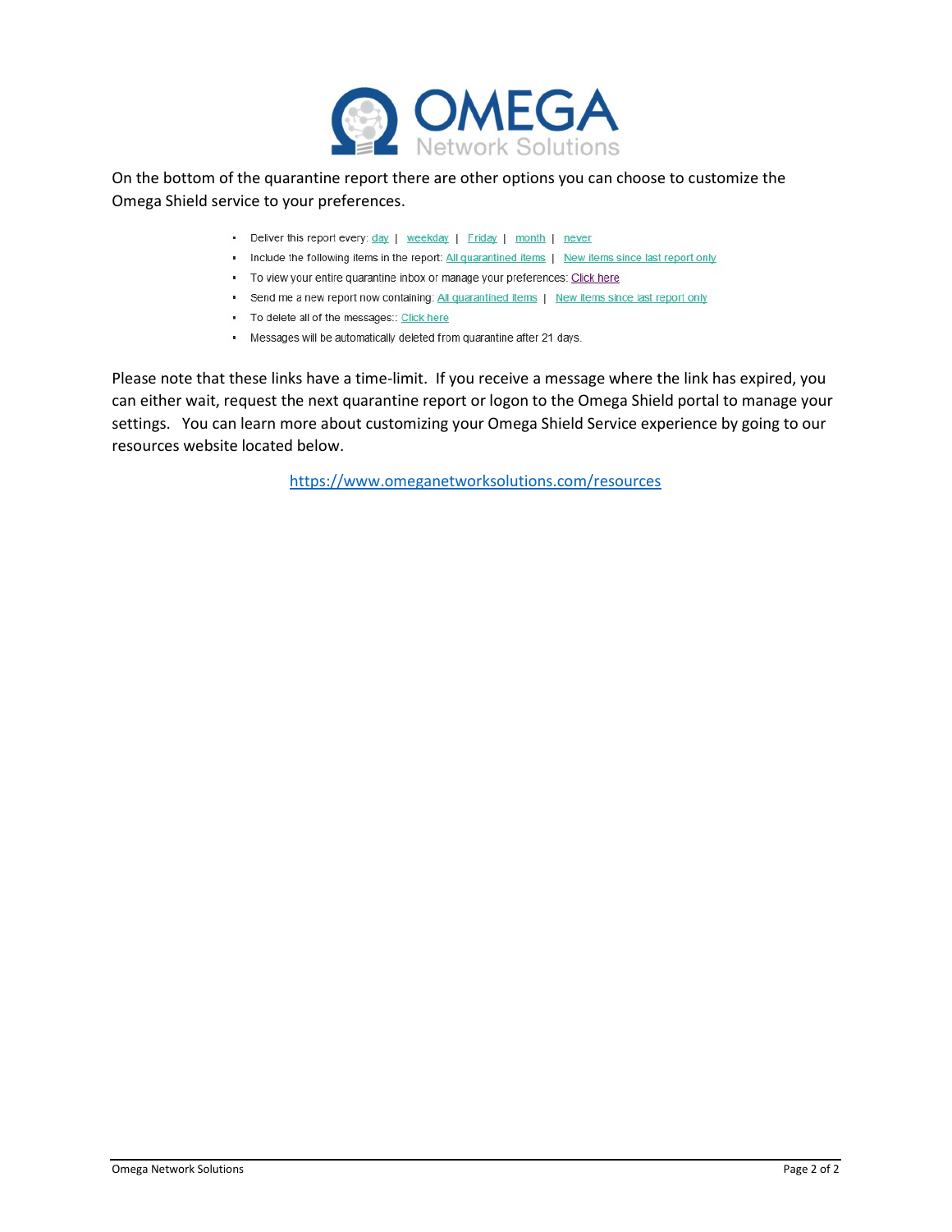On the bottom of the quarantine report there are other options you can choose to customize the Omega Shield service to your preferences.

- Deliver this report every: day | weekday | Friday | month | never
- Include the following items in the report: All quarantined items | New items since last report only
- To view your entire quarantine inbox or manage your preferences: Click here
- Send me a new report now containing: All quarantined items | New items since last report only
- To delete all of the messages:: Click here
- Messages will be automatically deleted from quarantine after 21 days.

Please note that these links have a time-limit. If you receive a message where the link has expired, you can either wait, request the next quarantine report or logon to the Omega Shield portal to manage your settings. You can learn more about customizing your Omega Shield Service experience by going to our resources website located below.

https://www.omeganetworksolutions.com/resources